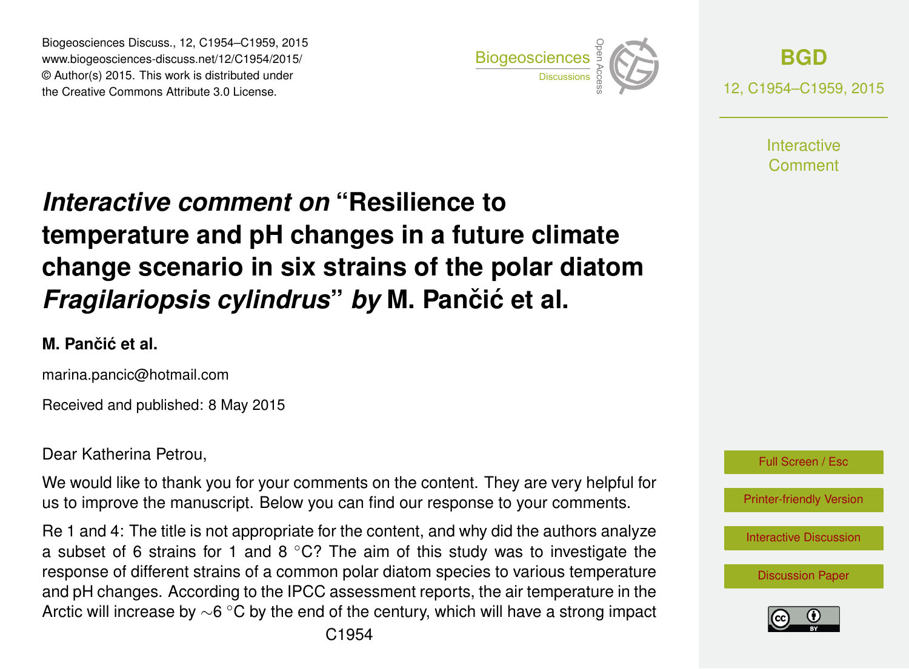# *Interactive comment on* "Resilience to temperature and pH changes in a future climate change scenario in six strains of the polar diatom *Fragilariopsis cylindrus*" *by* M. Pančić et al.

**M. Pančić et al.**

marina.pancic@hotmail.com

Received and published: 8 May 2015

Dear Katherina Petrou,

We would like to thank you for your comments on the content. They are very helpful for us to improve the manuscript. Below you can find our response to your comments.

Re 1 and 4: The title is not appropriate for the content, and why did the authors analyze a subset of 6 strains for 1 and 8 °C? The aim of this study was to investigate the response of different strains of a common polar diatom species to various temperature and pH changes. According to the IPCC assessment reports, the air temperature in the Arctic will increase by ∼6 °C by the end of the century, which will have a strong impact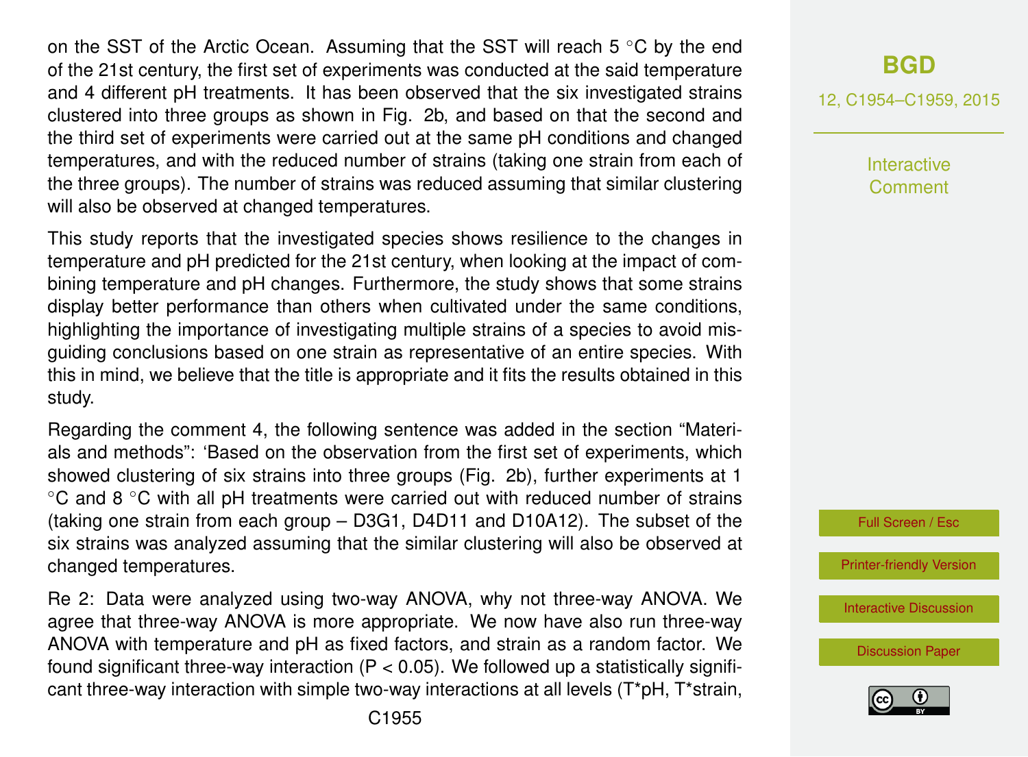on the SST of the Arctic Ocean. Assuming that the SST will reach 5 °C by the end of the 21st century, the first set of experiments was conducted at the said temperature and 4 different pH treatments. It has been observed that the six investigated strains clustered into three groups as shown in Fig. 2b, and based on that the second and the third set of experiments were carried out at the same pH conditions and changed temperatures, and with the reduced number of strains (taking one strain from each of the three groups). The number of strains was reduced assuming that similar clustering will also be observed at changed temperatures.

This study reports that the investigated species shows resilience to the changes in temperature and pH predicted for the 21st century, when looking at the impact of combining temperature and pH changes. Furthermore, the study shows that some strains display better performance than others when cultivated under the same conditions, highlighting the importance of investigating multiple strains of a species to avoid misguiding conclusions based on one strain as representative of an entire species. With this in mind, we believe that the title is appropriate and it fits the results obtained in this study.

Regarding the comment 4, the following sentence was added in the section "Materials and methods": 'Based on the observation from the first set of experiments, which showed clustering of six strains into three groups (Fig. 2b), further experiments at 1 °C and 8 °C with all pH treatments were carried out with reduced number of strains (taking one strain from each group – D3G1, D4D11 and D10A12). The subset of the six strains was analyzed assuming that the similar clustering will also be observed at changed temperatures.

Re 2: Data were analyzed using two-way ANOVA, why not three-way ANOVA. We agree that three-way ANOVA is more appropriate. We now have also run three-way ANOVA with temperature and pH as fixed factors, and strain as a random factor. We found significant three-way interaction ($P < 0.05$). We followed up a statistically significant three-way interaction with simple two-way interactions at all levels (T*pH, T*strain,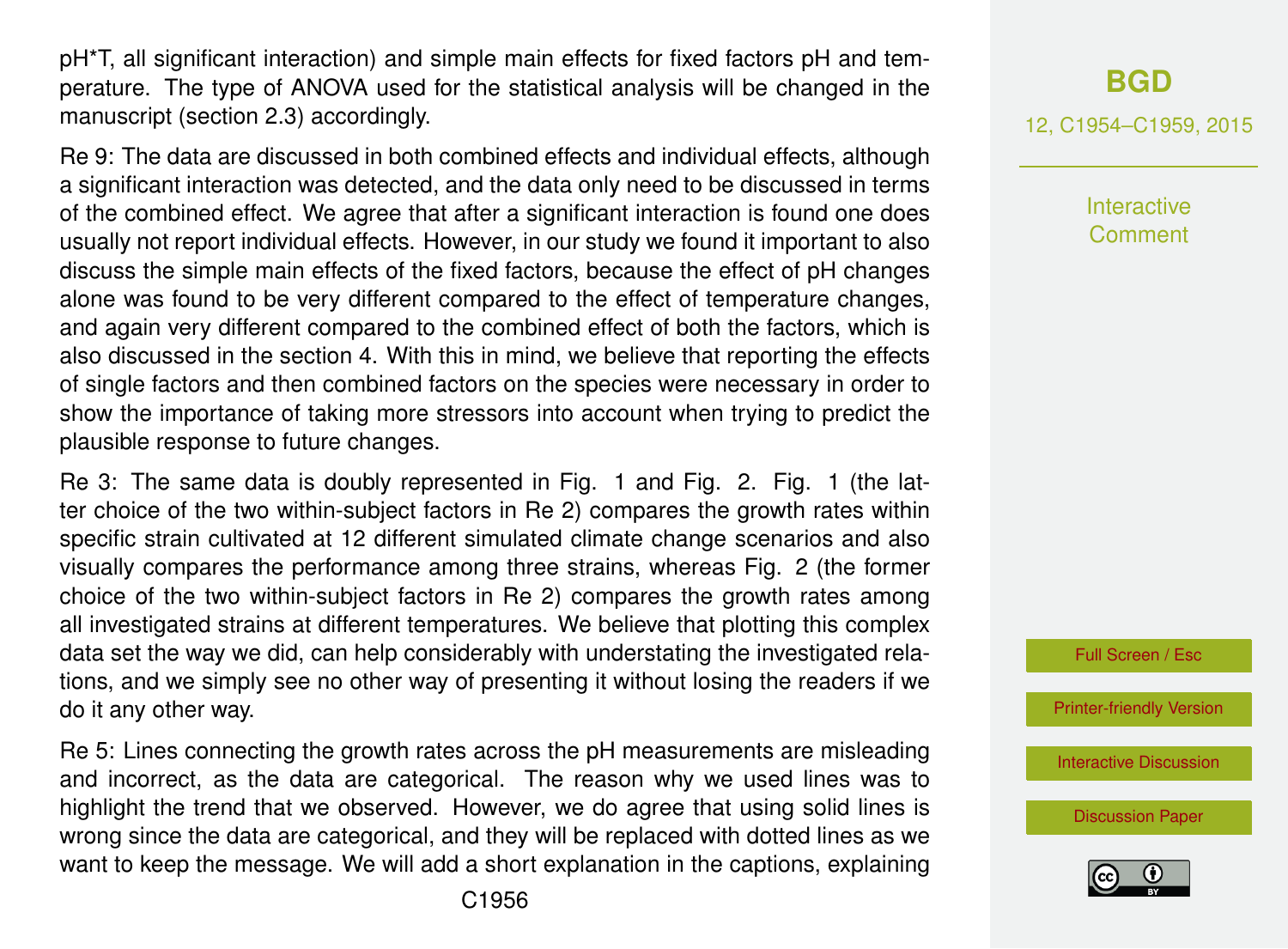pH*T, all significant interaction) and simple main effects for fixed factors pH and temperature. The type of ANOVA used for the statistical analysis will be changed in the manuscript (section 2.3) accordingly.

Re 9: The data are discussed in both combined effects and individual effects, although a significant interaction was detected, and the data only need to be discussed in terms of the combined effect. We agree that after a significant interaction is found one does usually not report individual effects. However, in our study we found it important to also discuss the simple main effects of the fixed factors, because the effect of pH changes alone was found to be very different compared to the effect of temperature changes, and again very different compared to the combined effect of both the factors, which is also discussed in the section 4. With this in mind, we believe that reporting the effects of single factors and then combined factors on the species were necessary in order to show the importance of taking more stressors into account when trying to predict the plausible response to future changes.

Re 3: The same data is doubly represented in Fig. 1 and Fig. 2. Fig. 1 (the latter choice of the two within-subject factors in Re 2) compares the growth rates within specific strain cultivated at 12 different simulated climate change scenarios and also visually compares the performance among three strains, whereas Fig. 2 (the former choice of the two within-subject factors in Re 2) compares the growth rates among all investigated strains at different temperatures. We believe that plotting this complex data set the way we did, can help considerably with understating the investigated relations, and we simply see no other way of presenting it without losing the readers if we do it any other way.

Re 5: Lines connecting the growth rates across the pH measurements are misleading and incorrect, as the data are categorical. The reason why we used lines was to highlight the trend that we observed. However, we do agree that using solid lines is wrong since the data are categorical, and they will be replaced with dotted lines as we want to keep the message. We will add a short explanation in the captions, explaining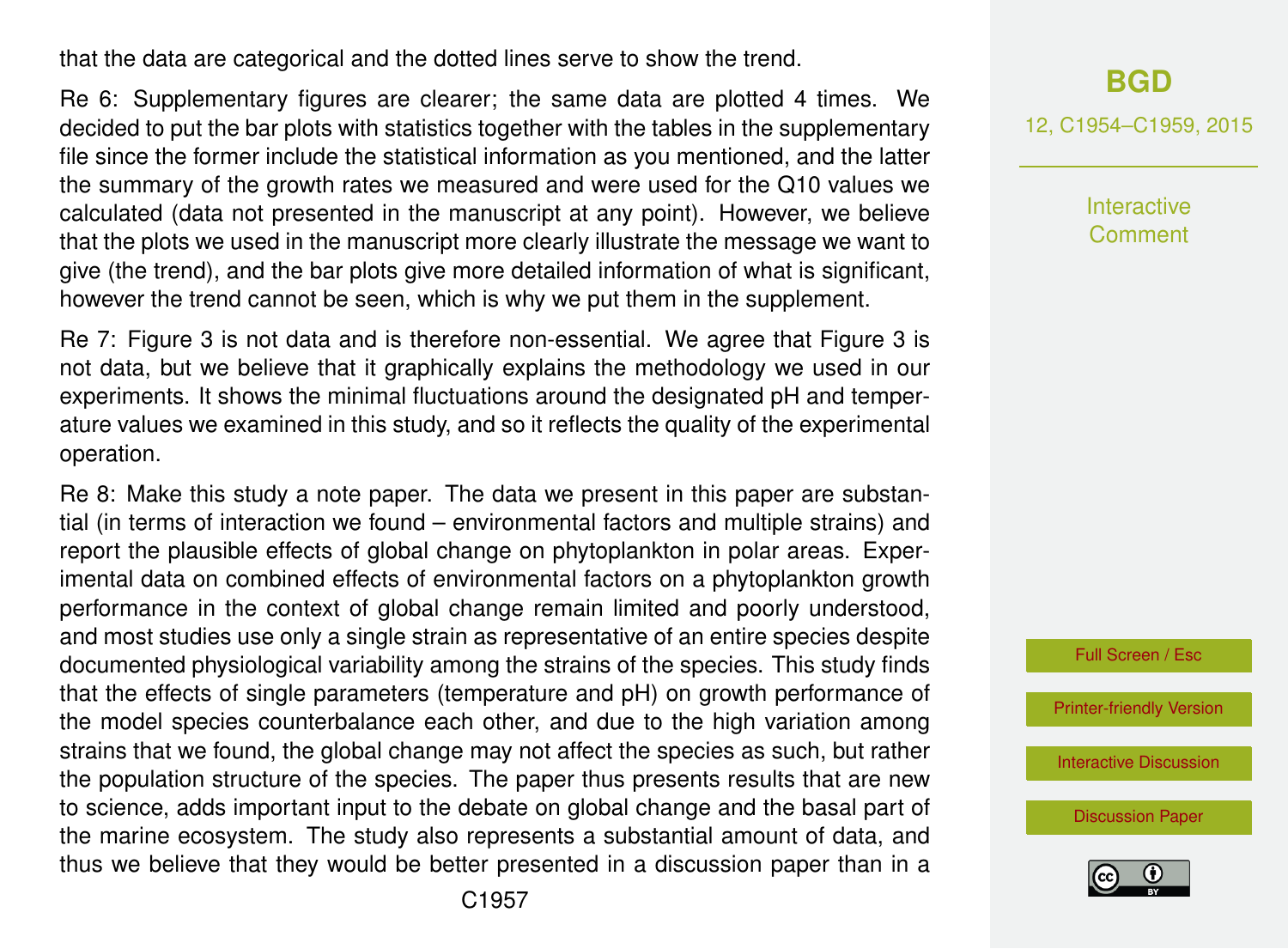that the data are categorical and the dotted lines serve to show the trend.

Re 6: Supplementary figures are clearer; the same data are plotted 4 times. We decided to put the bar plots with statistics together with the tables in the supplementary file since the former include the statistical information as you mentioned, and the latter the summary of the growth rates we measured and were used for the Q10 values we calculated (data not presented in the manuscript at any point). However, we believe that the plots we used in the manuscript more clearly illustrate the message we want to give (the trend), and the bar plots give more detailed information of what is significant, however the trend cannot be seen, which is why we put them in the supplement.

Re 7: Figure 3 is not data and is therefore non-essential. We agree that Figure 3 is not data, but we believe that it graphically explains the methodology we used in our experiments. It shows the minimal fluctuations around the designated pH and temperature values we examined in this study, and so it reflects the quality of the experimental operation.

Re 8: Make this study a note paper. The data we present in this paper are substantial (in terms of interaction we found – environmental factors and multiple strains) and report the plausible effects of global change on phytoplankton in polar areas. Experimental data on combined effects of environmental factors on a phytoplankton growth performance in the context of global change remain limited and poorly understood, and most studies use only a single strain as representative of an entire species despite documented physiological variability among the strains of the species. This study finds that the effects of single parameters (temperature and pH) on growth performance of the model species counterbalance each other, and due to the high variation among strains that we found, the global change may not affect the species as such, but rather the population structure of the species. The paper thus presents results that are new to science, adds important input to the debate on global change and the basal part of the marine ecosystem. The study also represents a substantial amount of data, and thus we believe that they would be better presented in a discussion paper than in a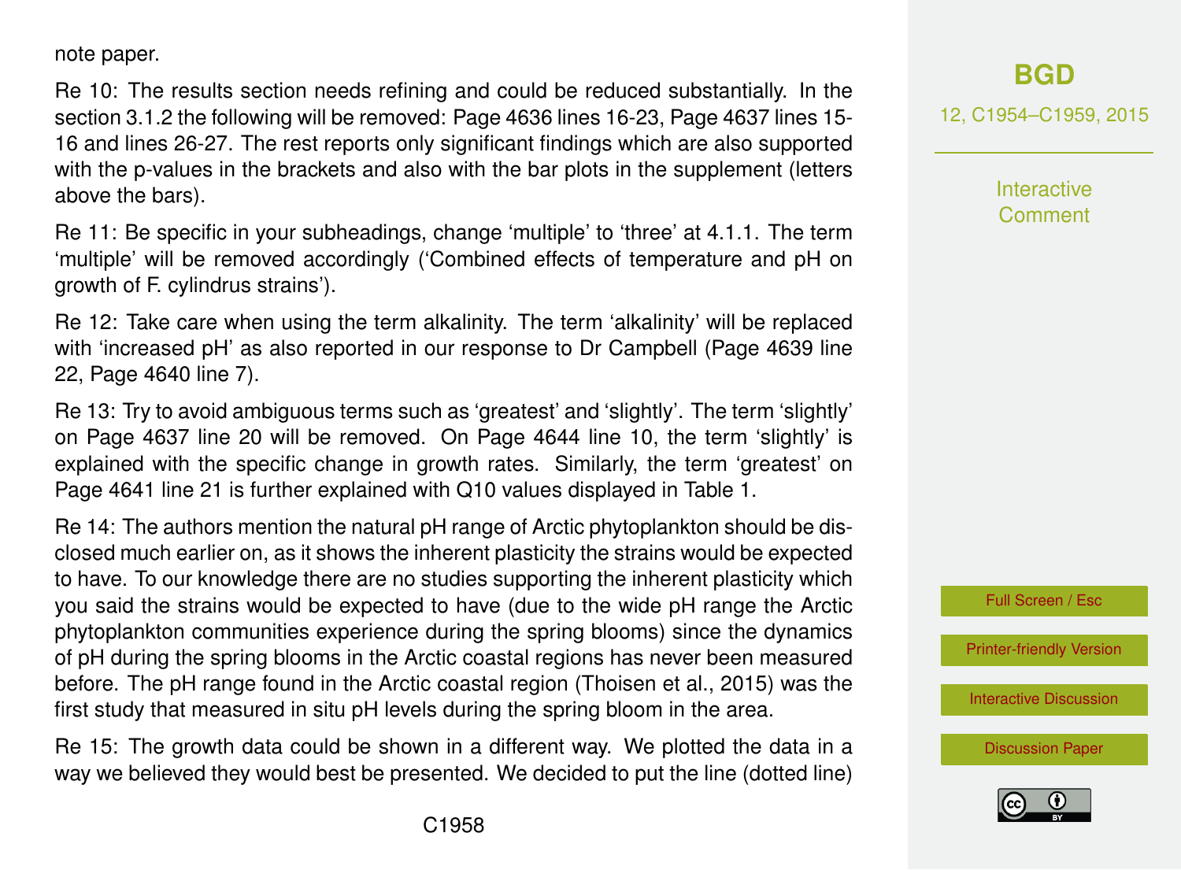note paper.

Re 10: The results section needs refining and could be reduced substantially. In the section 3.1.2 the following will be removed: Page 4636 lines 16-23, Page 4637 lines 15-16 and lines 26-27. The rest reports only significant findings which are also supported with the p-values in the brackets and also with the bar plots in the supplement (letters above the bars).

Re 11: Be specific in your subheadings, change 'multiple' to 'three' at 4.1.1. The term 'multiple' will be removed accordingly ('Combined effects of temperature and pH on growth of F. cylindrus strains').

Re 12: Take care when using the term alkalinity. The term 'alkalinity' will be replaced with 'increased pH' as also reported in our response to Dr Campbell (Page 4639 line 22, Page 4640 line 7).

Re 13: Try to avoid ambiguous terms such as 'greatest' and 'slightly'. The term 'slightly' on Page 4637 line 20 will be removed. On Page 4644 line 10, the term 'slightly' is explained with the specific change in growth rates. Similarly, the term 'greatest' on Page 4641 line 21 is further explained with Q10 values displayed in Table 1.

Re 14: The authors mention the natural pH range of Arctic phytoplankton should be disclosed much earlier on, as it shows the inherent plasticity the strains would be expected to have. To our knowledge there are no studies supporting the inherent plasticity which you said the strains would be expected to have (due to the wide pH range the Arctic phytoplankton communities experience during the spring blooms) since the dynamics of pH during the spring blooms in the Arctic coastal regions has never been measured before. The pH range found in the Arctic coastal region (Thoisen et al., 2015) was the first study that measured in situ pH levels during the spring bloom in the area.

Re 15: The growth data could be shown in a different way. We plotted the data in a way we believed they would best be presented. We decided to put the line (dotted line)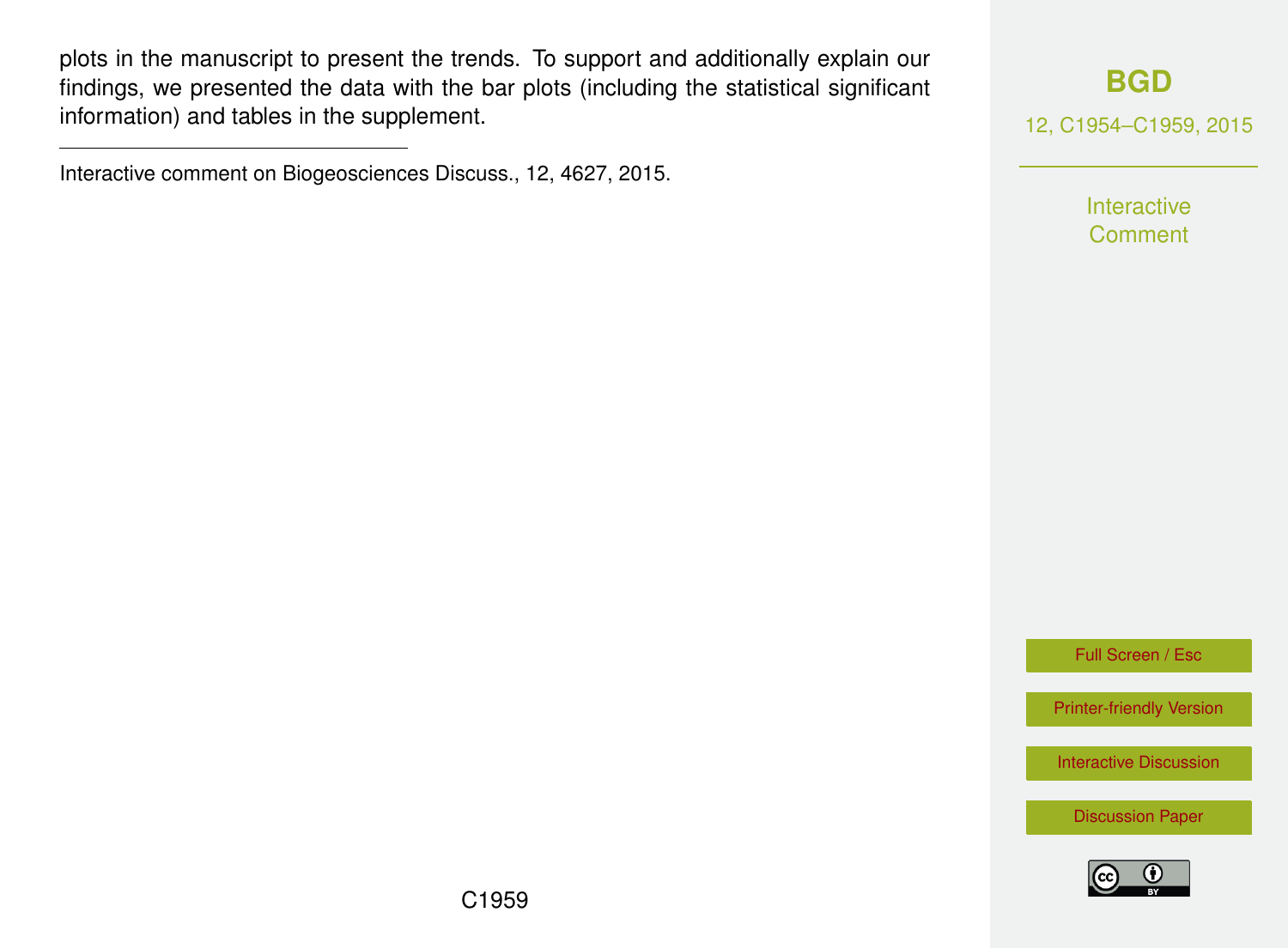plots in the manuscript to present the trends. To support and additionally explain our findings, we presented the data with the bar plots (including the statistical significant information) and tables in the supplement.

---

Interactive comment on Biogeosciences Discuss., 12, 4627, 2015.